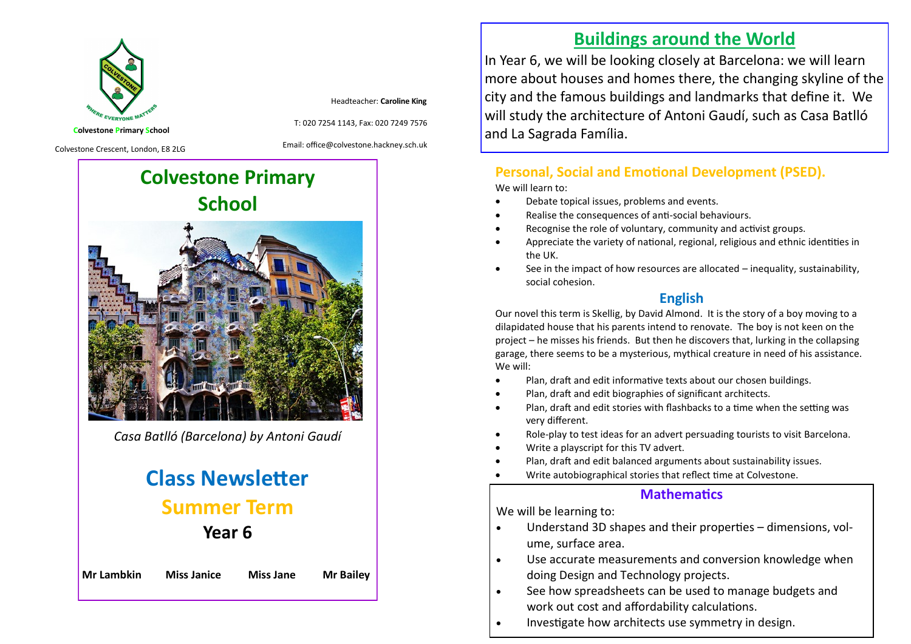Colvestone Primary School

Colvestone Crescent, London, E8 2LG

Headteacher: **Caroline King**

T: 020 7254 1143, Fax: 020 7249 7576

Email: office@colvestone.hackney.sch.uk

# Colvestone Primary School

*Casa Batlló (Barcelona) by Antoni Gaudí*

# Class Newsletter

## Summer Term

### Year 6

**Mr Lambkin** **Miss Janice** **Miss Jane** **Mr Bailey**

## Buildings around the World

In Year 6, we will be looking closely at Barcelona: we will learn more about houses and homes there, the changing skyline of the city and the famous buildings and landmarks that define it. We will study the architecture of Antoni Gaudí, such as Casa Batlló and La Sagrada Família.

## Personal, Social and Emotional Development (PSED).

We will learn to:

- Debate topical issues, problems and events.
- Realise the consequences of anti-social behaviours.
- Recognise the role of voluntary, community and activist groups.
- Appreciate the variety of national, regional, religious and ethnic identities in the UK.
- See in the impact of how resources are allocated – inequality, sustainability, social cohesion.

## English

Our novel this term is Skellig, by David Almond. It is the story of a boy moving to a dilapidated house that his parents intend to renovate. The boy is not keen on the project – he misses his friends. But then he discovers that, lurking in the collapsing garage, there seems to be a mysterious, mythical creature in need of his assistance. We will:

- Plan, draft and edit informative texts about our chosen buildings.
- Plan, draft and edit biographies of significant architects.
- Plan, draft and edit stories with flashbacks to a time when the setting was very different.
- Role-play to test ideas for an advert persuading tourists to visit Barcelona.
- Write a playscript for this TV advert.
- Plan, draft and edit balanced arguments about sustainability issues.
- Write autobiographical stories that reflect time at Colvestone.

## Mathematics

We will be learning to:

- Understand 3D shapes and their properties – dimensions, volume, surface area.
- Use accurate measurements and conversion knowledge when doing Design and Technology projects.
- See how spreadsheets can be used to manage budgets and work out cost and affordability calculations.
- Investigate how architects use symmetry in design.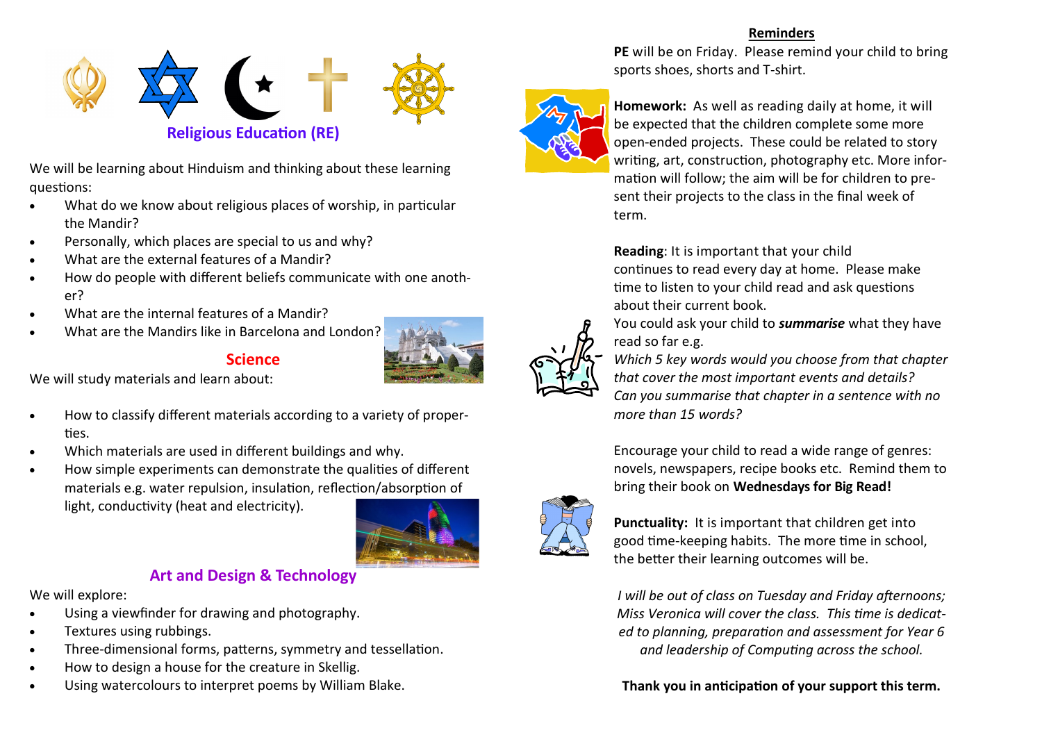## Religious Education (RE)

We will be learning about Hinduism and thinking about these learning questions:

- What do we know about religious places of worship, in particular the Mandir?
- Personally, which places are special to us and why?
- What are the external features of a Mandir?
- How do people with different beliefs communicate with one another?
- What are the internal features of a Mandir?
- What are the Mandirs like in Barcelona and London?

## Science

We will study materials and learn about:

- How to classify different materials according to a variety of properties.
- Which materials are used in different buildings and why.
- How simple experiments can demonstrate the qualities of different materials e.g. water repulsion, insulation, reflection/absorption of light, conductivity (heat and electricity).

## Art and Design & Technology

We will explore:

- Using a viewfinder for drawing and photography.
- Textures using rubbings.
- Three-dimensional forms, patterns, symmetry and tessellation.
- How to design a house for the creature in Skellig.
- Using watercolours to interpret poems by William Blake.

## Reminders

**PE** will be on Friday. Please remind your child to bring sports shoes, shorts and T-shirt.

**Homework:** As well as reading daily at home, it will be expected that the children complete some more open-ended projects. These could be related to story writing, art, construction, photography etc. More information will follow; the aim will be for children to present their projects to the class in the final week of term.

**Reading**: It is important that your child continues to read every day at home. Please make time to listen to your child read and ask questions about their current book.

You could ask your child to ***summarise*** what they have read so far e.g.

*Which 5 key words would you choose from that chapter that cover the most important events and details?*

*Can you summarise that chapter in a sentence with no more than 15 words?*

Encourage your child to read a wide range of genres: novels, newspapers, recipe books etc. Remind them to bring their book on **Wednesdays for Big Read!**

**Punctuality:** It is important that children get into good time-keeping habits. The more time in school, the better their learning outcomes will be.

*I will be out of class on Tuesday and Friday afternoons; Miss Veronica will cover the class. This time is dedicated to planning, preparation and assessment for Year 6 and leadership of Computing across the school.*

**Thank you in anticipation of your support this term.**